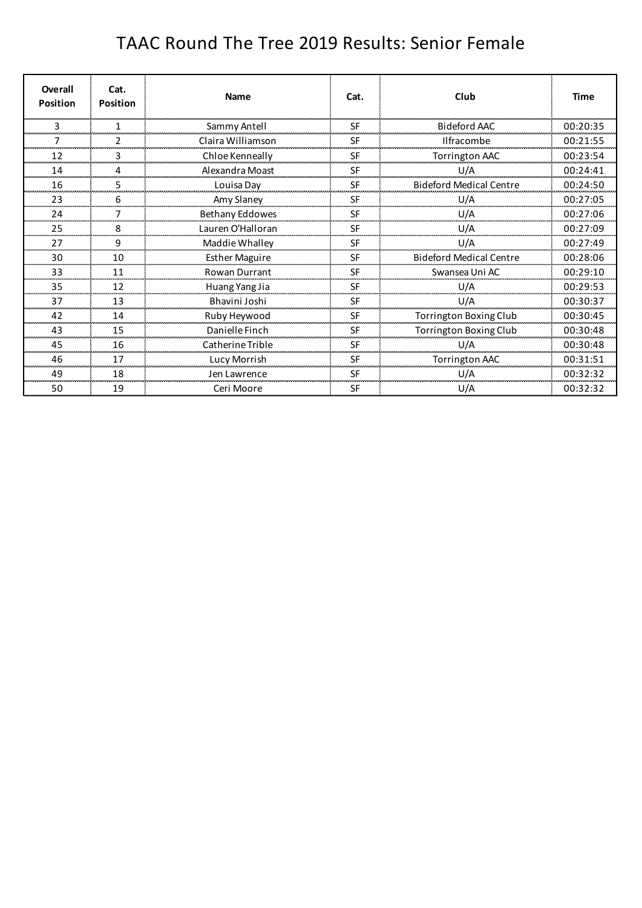# TAAC Round The Tree 2019 Results: Senior Female

| Overall Position | Cat. Position | Name | Cat. | Club | Time |
|---|---|---|---|---|---|
| 3 | 1 | Sammy Antell | SF | Bideford AAC | 00:20:35 |
| 7 | 2 | Claira Williamson | SF | Ilfracombe | 00:21:55 |
| 12 | 3 | Chloe Kenneally | SF | Torrington AAC | 00:23:54 |
| 14 | 4 | Alexandra Moast | SF | U/A | 00:24:41 |
| 16 | 5 | Louisa Day | SF | Bideford Medical Centre | 00:24:50 |
| 23 | 6 | Amy Slaney | SF | U/A | 00:27:05 |
| 24 | 7 | Bethany Eddowes | SF | U/A | 00:27:06 |
| 25 | 8 | Lauren O'Halloran | SF | U/A | 00:27:09 |
| 27 | 9 | Maddie Whalley | SF | U/A | 00:27:49 |
| 30 | 10 | Esther Maguire | SF | Bideford Medical Centre | 00:28:06 |
| 33 | 11 | Rowan Durrant | SF | Swansea Uni AC | 00:29:10 |
| 35 | 12 | Huang Yang Jia | SF | U/A | 00:29:53 |
| 37 | 13 | Bhavini Joshi | SF | U/A | 00:30:37 |
| 42 | 14 | Ruby Heywood | SF | Torrington Boxing Club | 00:30:45 |
| 43 | 15 | Danielle Finch | SF | Torrington Boxing Club | 00:30:48 |
| 45 | 16 | Catherine Trible | SF | U/A | 00:30:48 |
| 46 | 17 | Lucy Morrish | SF | Torrington AAC | 00:31:51 |
| 49 | 18 | Jen Lawrence | SF | U/A | 00:32:32 |
| 50 | 19 | Ceri Moore | SF | U/A | 00:32:32 |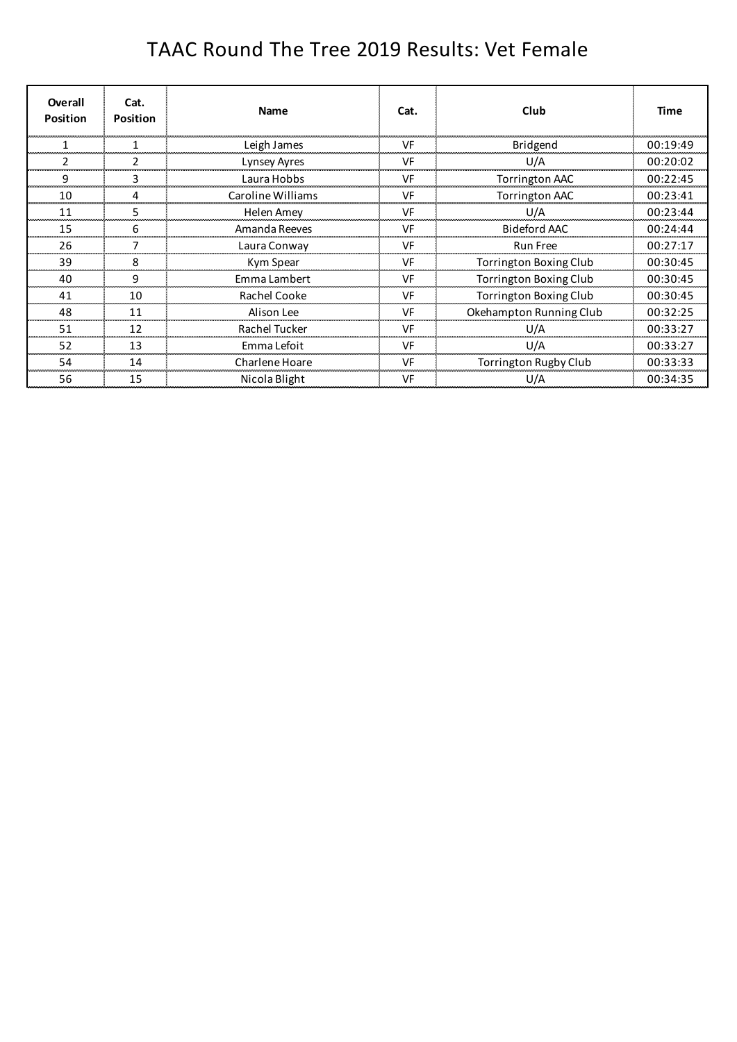# TAAC Round The Tree 2019 Results: Vet Female

| Overall Position | Cat. Position | Name | Cat. | Club | Time |
|---|---|---|---|---|---|
| 1 | 1 | Leigh James | VF | Bridgend | 00:19:49 |
| 2 | 2 | Lynsey Ayres | VF | U/A | 00:20:02 |
| 9 | 3 | Laura Hobbs | VF | Torrington AAC | 00:22:45 |
| 10 | 4 | Caroline Williams | VF | Torrington AAC | 00:23:41 |
| 11 | 5 | Helen Amey | VF | U/A | 00:23:44 |
| 15 | 6 | Amanda Reeves | VF | Bideford AAC | 00:24:44 |
| 26 | 7 | Laura Conway | VF | Run Free | 00:27:17 |
| 39 | 8 | Kym Spear | VF | Torrington Boxing Club | 00:30:45 |
| 40 | 9 | Emma Lambert | VF | Torrington Boxing Club | 00:30:45 |
| 41 | 10 | Rachel Cooke | VF | Torrington Boxing Club | 00:30:45 |
| 48 | 11 | Alison Lee | VF | Okehampton Running Club | 00:32:25 |
| 51 | 12 | Rachel Tucker | VF | U/A | 00:33:27 |
| 52 | 13 | Emma Lefoit | VF | U/A | 00:33:27 |
| 54 | 14 | Charlene Hoare | VF | Torrington Rugby Club | 00:33:33 |
| 56 | 15 | Nicola Blight | VF | U/A | 00:34:35 |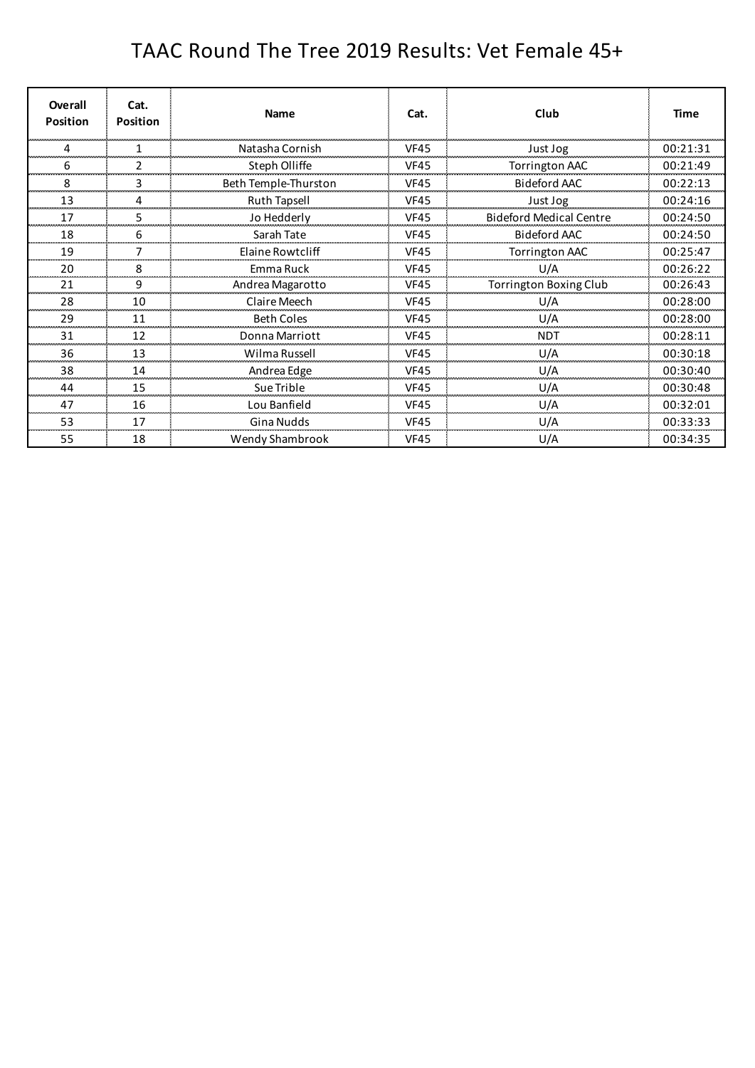# TAAC Round The Tree 2019 Results: Vet Female 45+

| Overall Position | Cat. Position | Name | Cat. | Club | Time |
|---|---|---|---|---|---|
| 4 | 1 | Natasha Cornish | VF45 | Just Jog | 00:21:31 |
| 6 | 2 | Steph Olliffe | VF45 | Torrington AAC | 00:21:49 |
| 8 | 3 | Beth Temple-Thurston | VF45 | Bideford AAC | 00:22:13 |
| 13 | 4 | Ruth Tapsell | VF45 | Just Jog | 00:24:16 |
| 17 | 5 | Jo Hedderly | VF45 | Bideford Medical Centre | 00:24:50 |
| 18 | 6 | Sarah Tate | VF45 | Bideford AAC | 00:24:50 |
| 19 | 7 | Elaine Rowtcliff | VF45 | Torrington AAC | 00:25:47 |
| 20 | 8 | Emma Ruck | VF45 | U/A | 00:26:22 |
| 21 | 9 | Andrea Magarotto | VF45 | Torrington Boxing Club | 00:26:43 |
| 28 | 10 | Claire Meech | VF45 | U/A | 00:28:00 |
| 29 | 11 | Beth Coles | VF45 | U/A | 00:28:00 |
| 31 | 12 | Donna Marriott | VF45 | NDT | 00:28:11 |
| 36 | 13 | Wilma Russell | VF45 | U/A | 00:30:18 |
| 38 | 14 | Andrea Edge | VF45 | U/A | 00:30:40 |
| 44 | 15 | Sue Trible | VF45 | U/A | 00:30:48 |
| 47 | 16 | Lou Banfield | VF45 | U/A | 00:32:01 |
| 53 | 17 | Gina Nudds | VF45 | U/A | 00:33:33 |
| 55 | 18 | Wendy Shambrook | VF45 | U/A | 00:34:35 |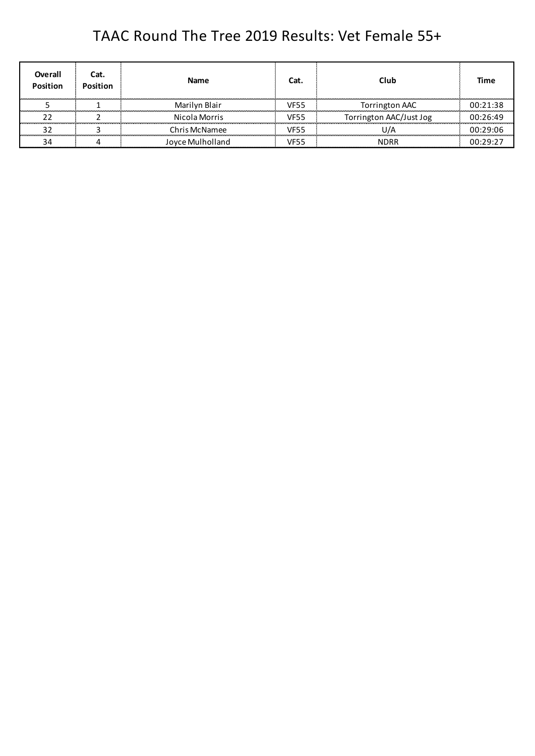# TAAC Round The Tree 2019 Results: Vet Female 55+

| Overall Position | Cat. Position | Name | Cat. | Club | Time |
|---|---|---|---|---|---|
| 5 | 1 | Marilyn Blair | VF55 | Torrington AAC | 00:21:38 |
| 22 | 2 | Nicola Morris | VF55 | Torrington AAC/Just Jog | 00:26:49 |
| 32 | 3 | Chris McNamee | VF55 | U/A | 00:29:06 |
| 34 | 4 | Joyce Mulholland | VF55 | NDRR | 00:29:27 |